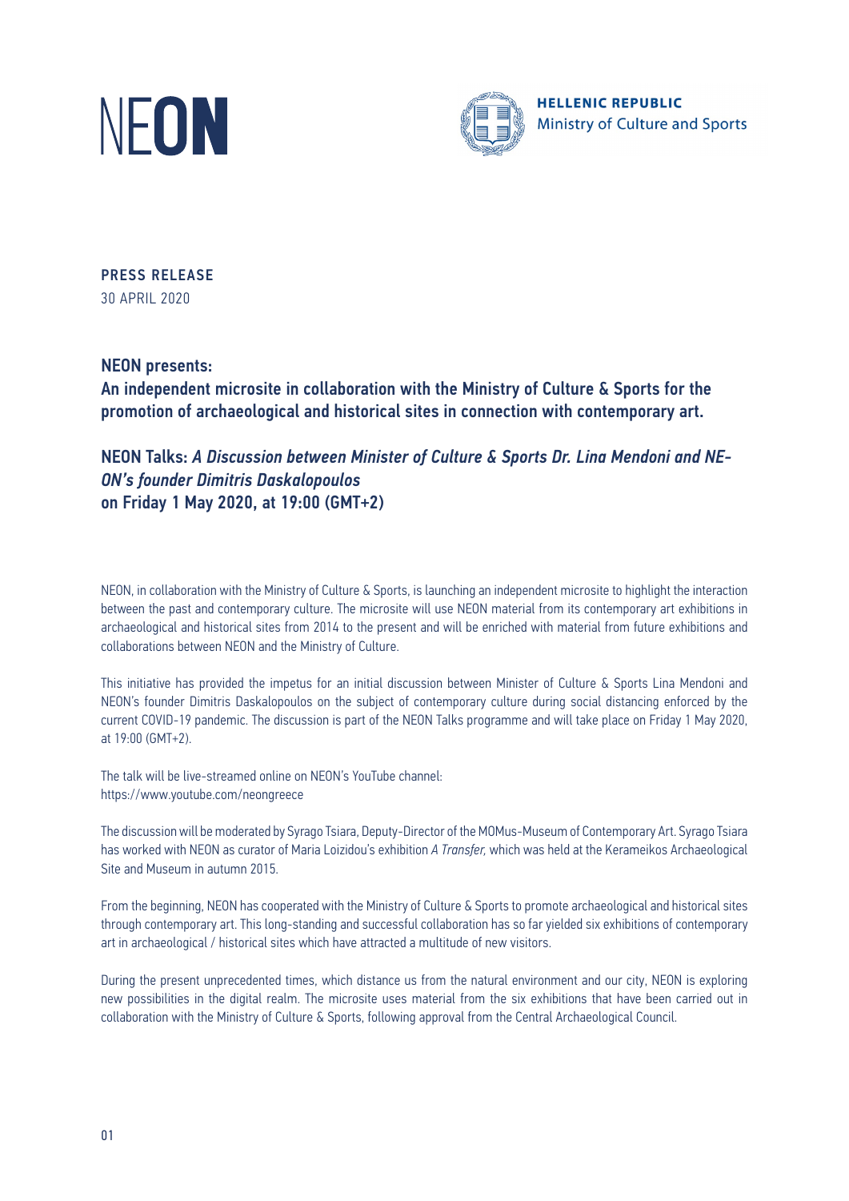NEON

**HELLENIC REPUBLIC**
Ministry of Culture and Sports

**PRESS RELEASE**
30 APRIL 2020

## NEON presents:
## An independent microsite in collaboration with the Ministry of Culture & Sports for the promotion of archaeological and historical sites in connection with contemporary art.

## NEON Talks: *A Discussion between Minister of Culture & Sports Dr. Lina Mendoni and NEON's founder Dimitris Daskalopoulos*
## on Friday 1 May 2020, at 19:00 (GMT+2)

NEON, in collaboration with the Ministry of Culture & Sports, is launching an independent microsite to highlight the interaction between the past and contemporary culture. The microsite will use NEON material from its contemporary art exhibitions in archaeological and historical sites from 2014 to the present and will be enriched with material from future exhibitions and collaborations between NEON and the Ministry of Culture.

This initiative has provided the impetus for an initial discussion between Minister of Culture & Sports Lina Mendoni and NEON's founder Dimitris Daskalopoulos on the subject of contemporary culture during social distancing enforced by the current COVID-19 pandemic. The discussion is part of the NEON Talks programme and will take place on Friday 1 May 2020, at 19:00 (GMT+2).

The talk will be live-streamed online on NEON's YouTube channel:
https://www.youtube.com/neongreece

The discussion will be moderated by Syrago Tsiara, Deputy-Director of the MOMus-Museum of Contemporary Art. Syrago Tsiara has worked with NEON as curator of Maria Loizidou's exhibition *A Transfer,* which was held at the Kerameikos Archaeological Site and Museum in autumn 2015.

From the beginning, NEON has cooperated with the Ministry of Culture & Sports to promote archaeological and historical sites through contemporary art. This long-standing and successful collaboration has so far yielded six exhibitions of contemporary art in archaeological / historical sites which have attracted a multitude of new visitors.

During the present unprecedented times, which distance us from the natural environment and our city, NEON is exploring new possibilities in the digital realm. The microsite uses material from the six exhibitions that have been carried out in collaboration with the Ministry of Culture & Sports, following approval from the Central Archaeological Council.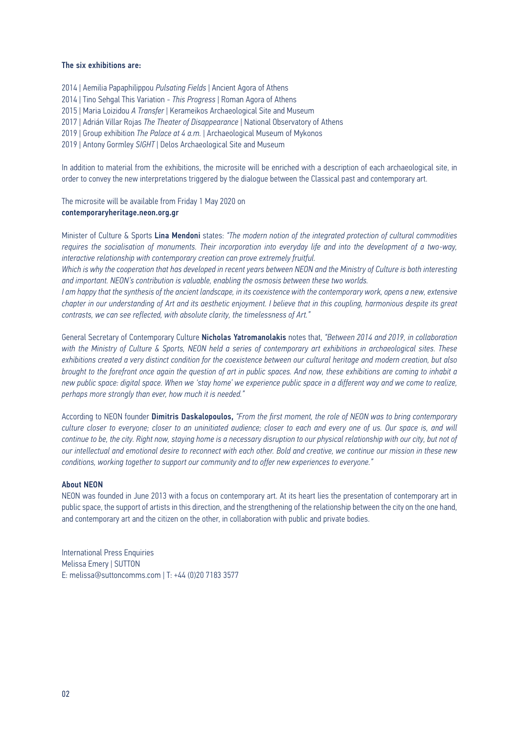**The six exhibitions are:**

2014 | Aemilia Papaphilippou *Pulsating Fields* | Ancient Agora of Athens
2014 | Tino Sehgal This Variation - *This Progress* | Roman Agora of Athens
2015 | Maria Loizidou *A Transfer* | Kerameikos Archaeological Site and Museum
2017 | Adrián Villar Rojas *The Theater of Disappearance* | National Observatory of Athens
2019 | Group exhibition *The Palace at 4 a.m.* | Archaeological Museum of Mykonos
2019 | Antony Gormley *SIGHT* | Delos Archaeological Site and Museum

In addition to material from the exhibitions, the microsite will be enriched with a description of each archaeological site, in order to convey the new interpretations triggered by the dialogue between the Classical past and contemporary art.

The microsite will be available from Friday 1 May 2020 on
**contemporaryheritage.neon.org.gr**

Minister of Culture & Sports **Lina Mendoni** states: *"The modern notion of the integrated protection of cultural commodities requires the socialisation of monuments. Their incorporation into everyday life and into the development of a two-way, interactive relationship with contemporary creation can prove extremely fruitful.*
*Which is why the cooperation that has developed in recent years between NEON and the Ministry of Culture is both interesting and important. NEON's contribution is valuable, enabling the osmosis between these two worlds.*
*I am happy that the synthesis of the ancient landscape, in its coexistence with the contemporary work, opens a new, extensive chapter in our understanding of Art and its aesthetic enjoyment. I believe that in this coupling, harmonious despite its great contrasts, we can see reflected, with absolute clarity, the timelessness of Art."*

General Secretary of Contemporary Culture **Nicholas Yatromanolakis** notes that, *"Between 2014 and 2019, in collaboration with the Ministry of Culture & Sports, NEON held a series of contemporary art exhibitions in archaeological sites. These exhibitions created a very distinct condition for the coexistence between our cultural heritage and modern creation, but also brought to the forefront once again the question of art in public spaces. And now, these exhibitions are coming to inhabit a new public space: digital space. When we 'stay home' we experience public space in a different way and we come to realize, perhaps more strongly than ever, how much it is needed."*

According to NEON founder **Dimitris Daskalopoulos,** *"From the first moment, the role of NEON was to bring contemporary culture closer to everyone; closer to an uninitiated audience; closer to each and every one of us. Our space is, and will continue to be, the city. Right now, staying home is a necessary disruption to our physical relationship with our city, but not of our intellectual and emotional desire to reconnect with each other. Bold and creative, we continue our mission in these new conditions, working together to support our community and to offer new experiences to everyone."*

**About NEON**
NEON was founded in June 2013 with a focus on contemporary art. At its heart lies the presentation of contemporary art in public space, the support of artists in this direction, and the strengthening of the relationship between the city on the one hand, and contemporary art and the citizen on the other, in collaboration with public and private bodies.

International Press Enquiries
Melissa Emery | SUTTON
E: melissa@suttoncomms.com | T: +44 (0)20 7183 3577